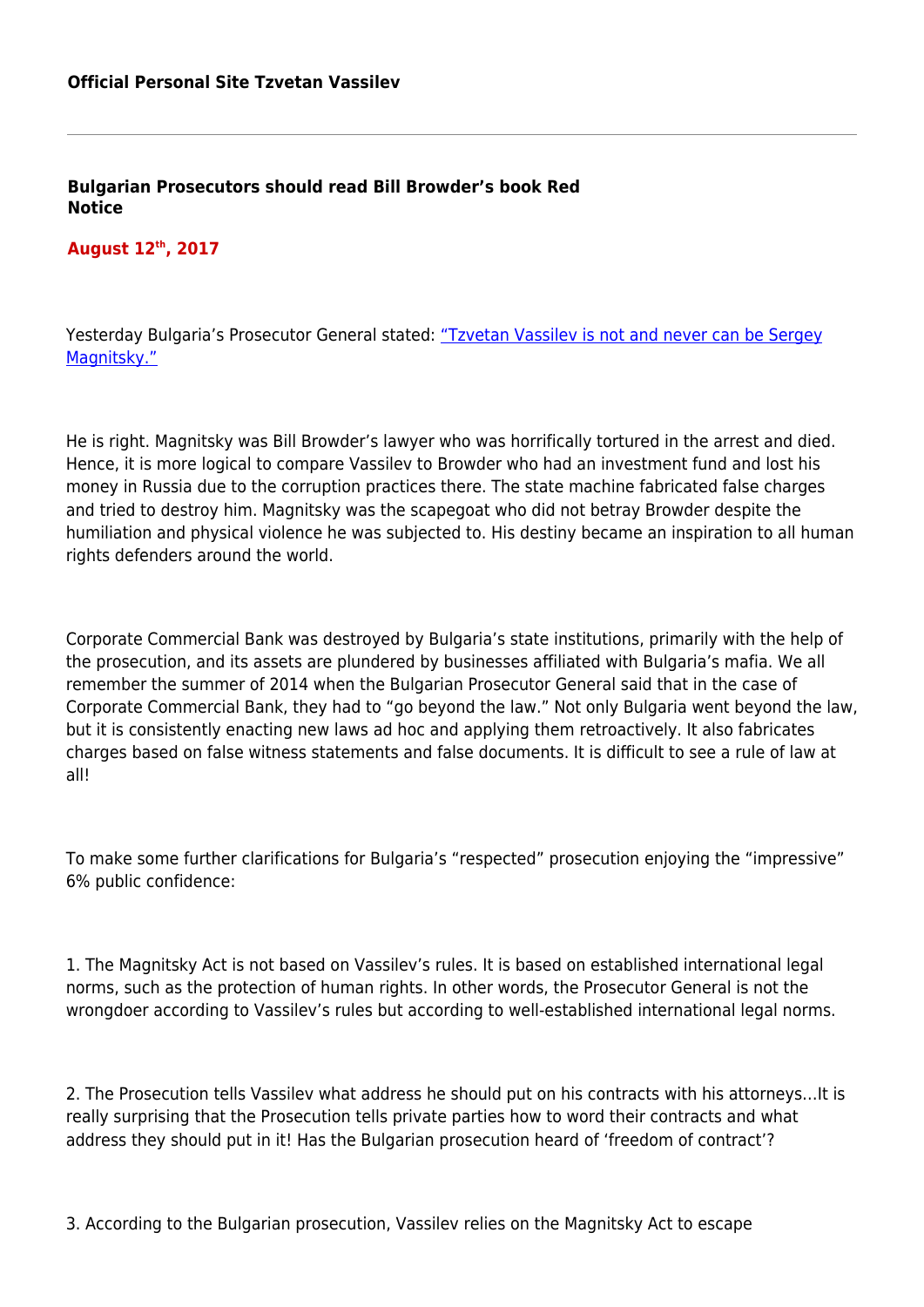**Official Personal Site Tzvetan Vassilev**

---

## Bulgarian Prosecutors should read Bill Browder's book Red Notice

**August 12th, 2017**

Yesterday Bulgaria's Prosecutor General stated: ["Tzvetan Vassilev is not and never can be Sergey Magnitsky."]()

He is right. Magnitsky was Bill Browder's lawyer who was horrifically tortured in the arrest and died. Hence, it is more logical to compare Vassilev to Browder who had an investment fund and lost his money in Russia due to the corruption practices there. The state machine fabricated false charges and tried to destroy him. Magnitsky was the scapegoat who did not betray Browder despite the humiliation and physical violence he was subjected to. His destiny became an inspiration to all human rights defenders around the world.

Corporate Commercial Bank was destroyed by Bulgaria's state institutions, primarily with the help of the prosecution, and its assets are plundered by businesses affiliated with Bulgaria's mafia. We all remember the summer of 2014 when the Bulgarian Prosecutor General said that in the case of Corporate Commercial Bank, they had to "go beyond the law." Not only Bulgaria went beyond the law, but it is consistently enacting new laws ad hoc and applying them retroactively. It also fabricates charges based on false witness statements and false documents. It is difficult to see a rule of law at all!

To make some further clarifications for Bulgaria's "respected" prosecution enjoying the "impressive" 6% public confidence:

1. The Magnitsky Act is not based on Vassilev's rules. It is based on established international legal norms, such as the protection of human rights. In other words, the Prosecutor General is not the wrongdoer according to Vassilev's rules but according to well-established international legal norms.

2. The Prosecution tells Vassilev what address he should put on his contracts with his attorneys…It is really surprising that the Prosecution tells private parties how to word their contracts and what address they should put in it! Has the Bulgarian prosecution heard of 'freedom of contract'?

3. According to the Bulgarian prosecution, Vassilev relies on the Magnitsky Act to escape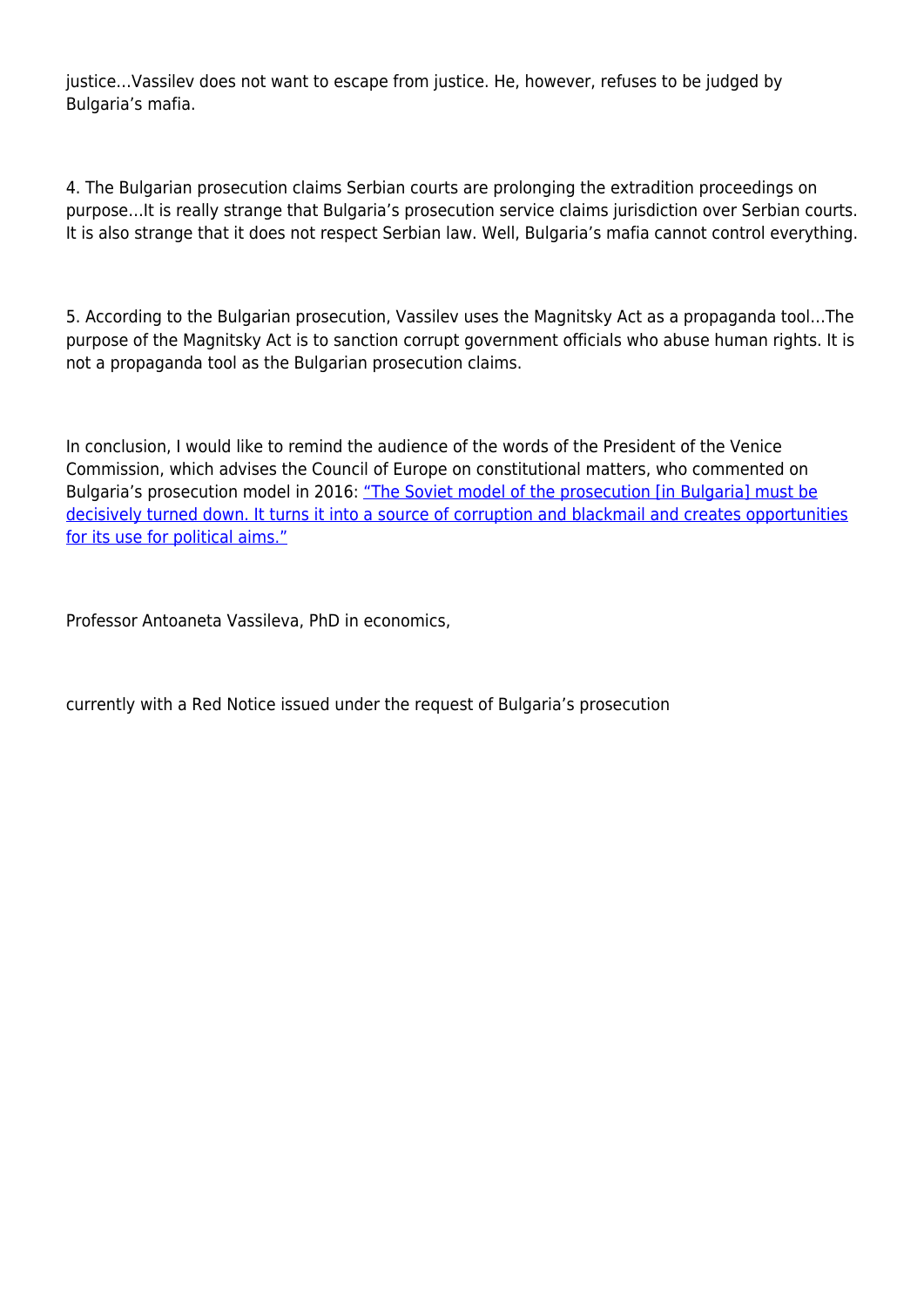justice…Vassilev does not want to escape from justice. He, however, refuses to be judged by Bulgaria's mafia.

4. The Bulgarian prosecution claims Serbian courts are prolonging the extradition proceedings on purpose…It is really strange that Bulgaria's prosecution service claims jurisdiction over Serbian courts. It is also strange that it does not respect Serbian law. Well, Bulgaria's mafia cannot control everything.

5. According to the Bulgarian prosecution, Vassilev uses the Magnitsky Act as a propaganda tool…The purpose of the Magnitsky Act is to sanction corrupt government officials who abuse human rights. It is not a propaganda tool as the Bulgarian prosecution claims.

In conclusion, I would like to remind the audience of the words of the President of the Venice Commission, which advises the Council of Europe on constitutional matters, who commented on Bulgaria's prosecution model in 2016: "The Soviet model of the prosecution [in Bulgaria] must be decisively turned down. It turns it into a source of corruption and blackmail and creates opportunities for its use for political aims."

Professor Antoaneta Vassileva, PhD in economics,

currently with a Red Notice issued under the request of Bulgaria's prosecution